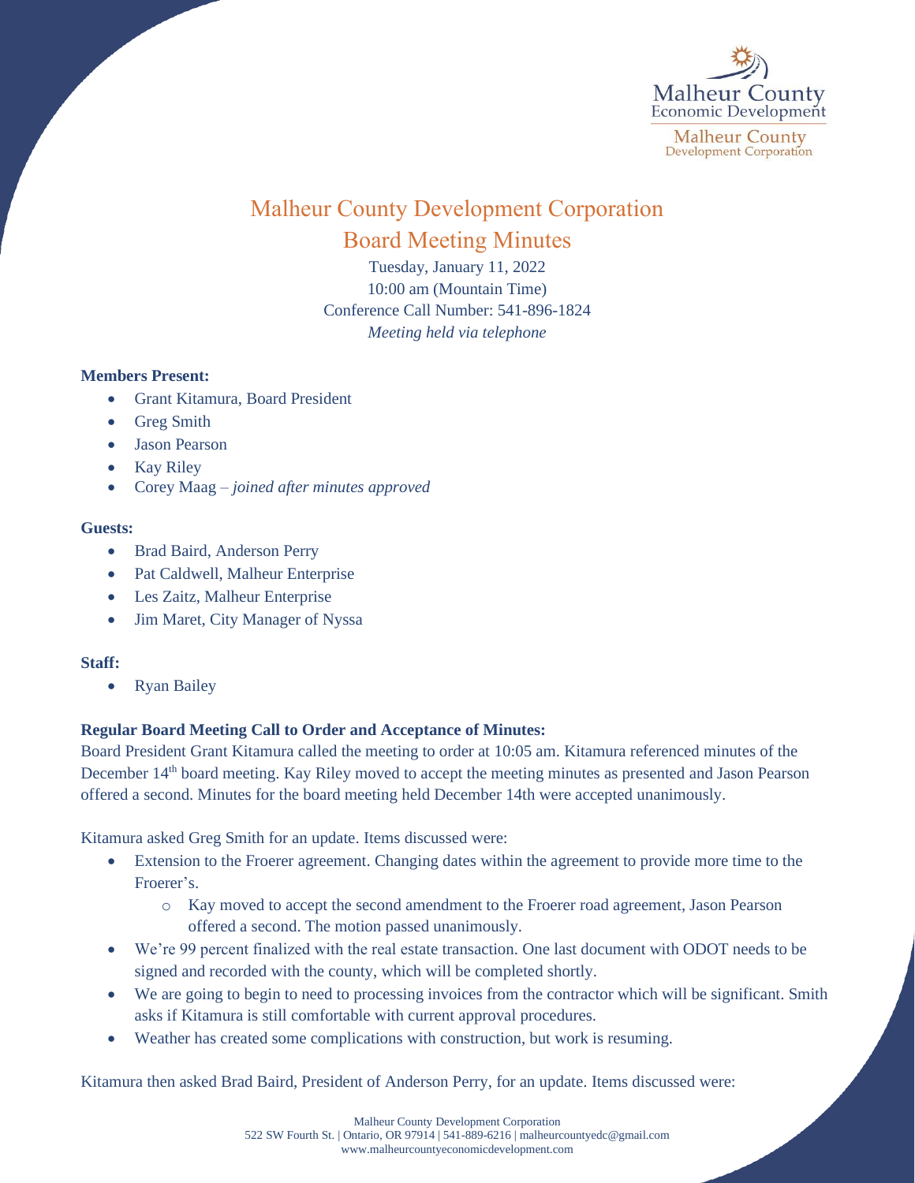# Malheur County Development Corporation

## Board Meeting Minutes

Tuesday, January 11, 2022
10:00 am (Mountain Time)
Conference Call Number: 541-896-1824
*Meeting held via telephone*

**Members Present:**

- Grant Kitamura, Board President
- Greg Smith
- Jason Pearson
- Kay Riley
- Corey Maag – *joined after minutes approved*

**Guests:**

- Brad Baird, Anderson Perry
- Pat Caldwell, Malheur Enterprise
- Les Zaitz, Malheur Enterprise
- Jim Maret, City Manager of Nyssa

**Staff:**

- Ryan Bailey

**Regular Board Meeting Call to Order and Acceptance of Minutes:**

Board President Grant Kitamura called the meeting to order at 10:05 am. Kitamura referenced minutes of the December 14th board meeting. Kay Riley moved to accept the meeting minutes as presented and Jason Pearson offered a second. Minutes for the board meeting held December 14th were accepted unanimously.

Kitamura asked Greg Smith for an update. Items discussed were:

- Extension to the Froerer agreement. Changing dates within the agreement to provide more time to the Froerer's.
  - Kay moved to accept the second amendment to the Froerer road agreement, Jason Pearson offered a second. The motion passed unanimously.
- We're 99 percent finalized with the real estate transaction. One last document with ODOT needs to be signed and recorded with the county, which will be completed shortly.
- We are going to begin to need to processing invoices from the contractor which will be significant. Smith asks if Kitamura is still comfortable with current approval procedures.
- Weather has created some complications with construction, but work is resuming.

Kitamura then asked Brad Baird, President of Anderson Perry, for an update. Items discussed were: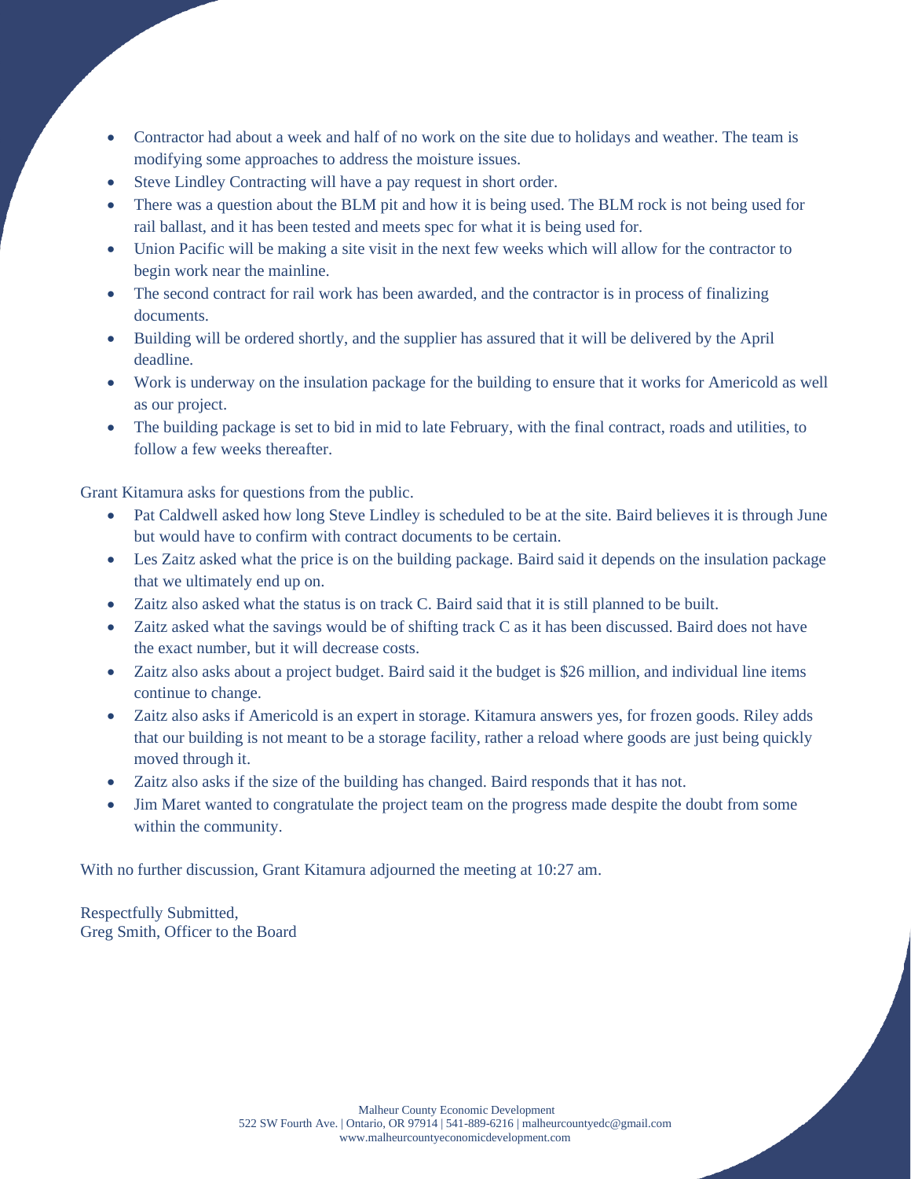- Contractor had about a week and half of no work on the site due to holidays and weather. The team is modifying some approaches to address the moisture issues.
- Steve Lindley Contracting will have a pay request in short order.
- There was a question about the BLM pit and how it is being used. The BLM rock is not being used for rail ballast, and it has been tested and meets spec for what it is being used for.
- Union Pacific will be making a site visit in the next few weeks which will allow for the contractor to begin work near the mainline.
- The second contract for rail work has been awarded, and the contractor is in process of finalizing documents.
- Building will be ordered shortly, and the supplier has assured that it will be delivered by the April deadline.
- Work is underway on the insulation package for the building to ensure that it works for Americold as well as our project.
- The building package is set to bid in mid to late February, with the final contract, roads and utilities, to follow a few weeks thereafter.

Grant Kitamura asks for questions from the public.

- Pat Caldwell asked how long Steve Lindley is scheduled to be at the site. Baird believes it is through June but would have to confirm with contract documents to be certain.
- Les Zaitz asked what the price is on the building package. Baird said it depends on the insulation package that we ultimately end up on.
- Zaitz also asked what the status is on track C. Baird said that it is still planned to be built.
- Zaitz asked what the savings would be of shifting track C as it has been discussed. Baird does not have the exact number, but it will decrease costs.
- Zaitz also asks about a project budget. Baird said it the budget is $26 million, and individual line items continue to change.
- Zaitz also asks if Americold is an expert in storage. Kitamura answers yes, for frozen goods. Riley adds that our building is not meant to be a storage facility, rather a reload where goods are just being quickly moved through it.
- Zaitz also asks if the size of the building has changed. Baird responds that it has not.
- Jim Maret wanted to congratulate the project team on the progress made despite the doubt from some within the community.

With no further discussion, Grant Kitamura adjourned the meeting at 10:27 am.

Respectfully Submitted,
Greg Smith, Officer to the Board